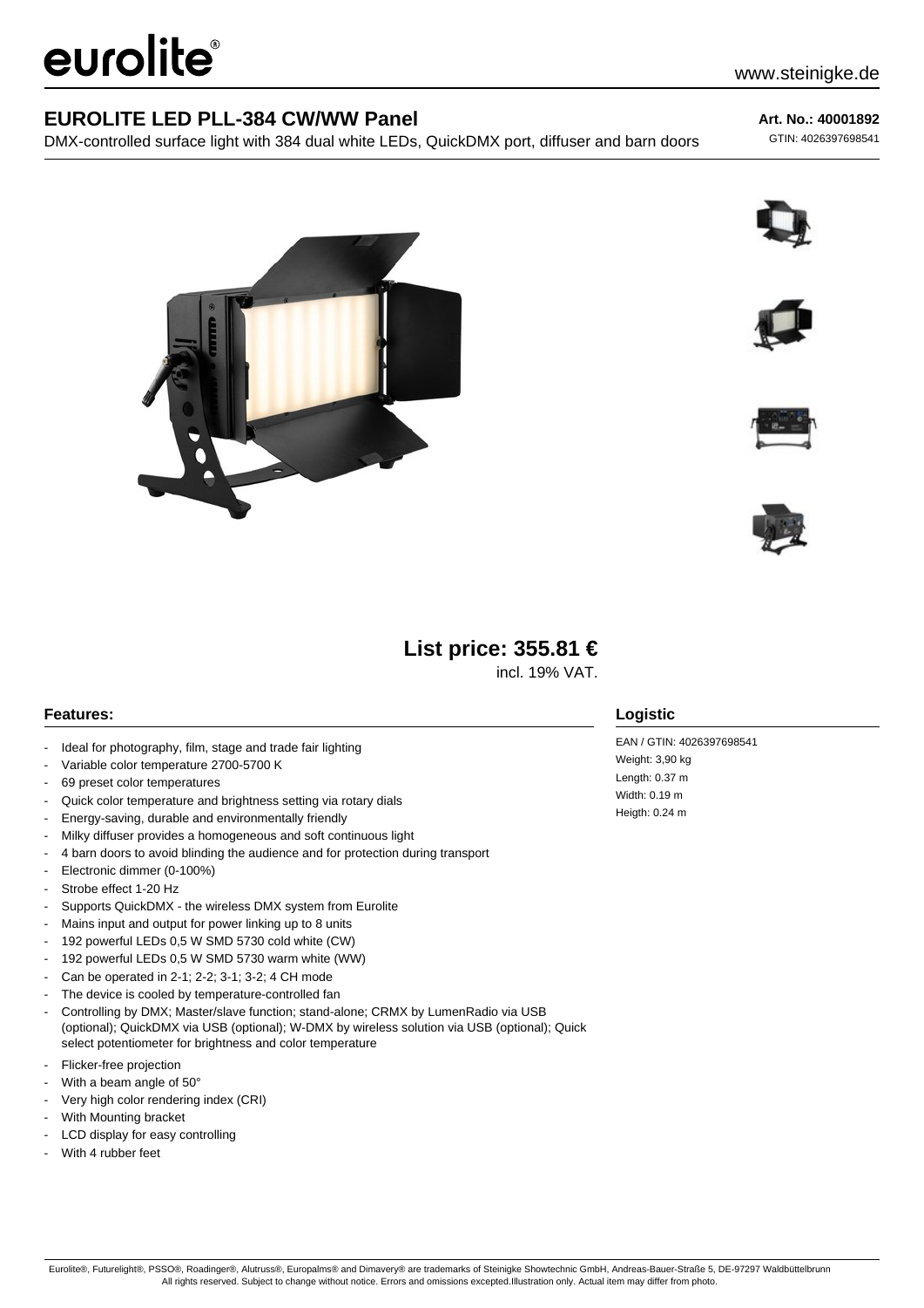eurolite®

www.steinigke.de

# EUROLITE LED PLL-384 CW/WW Panel

DMX-controlled surface light with 384 dual white LEDs, QuickDMX port, diffuser and barn doors

**Art. No.: 40001892**
GTIN: 4026397698541

**List price: 355.81 €**
incl. 19% VAT.

## Features:

- Ideal for photography, film, stage and trade fair lighting
- Variable color temperature 2700-5700 K
- 69 preset color temperatures
- Quick color temperature and brightness setting via rotary dials
- Energy-saving, durable and environmentally friendly
- Milky diffuser provides a homogeneous and soft continuous light
- 4 barn doors to avoid blinding the audience and for protection during transport
- Electronic dimmer (0-100%)
- Strobe effect 1-20 Hz
- Supports QuickDMX - the wireless DMX system from Eurolite
- Mains input and output for power linking up to 8 units
- 192 powerful LEDs 0,5 W SMD 5730 cold white (CW)
- 192 powerful LEDs 0,5 W SMD 5730 warm white (WW)
- Can be operated in 2-1; 2-2; 3-1; 3-2; 4 CH mode
- The device is cooled by temperature-controlled fan
- Controlling by DMX; Master/slave function; stand-alone; CRMX by LumenRadio via USB (optional); QuickDMX via USB (optional); W-DMX by wireless solution via USB (optional); Quick select potentiometer for brightness and color temperature
- Flicker-free projection
- With a beam angle of 50°
- Very high color rendering index (CRI)
- With Mounting bracket
- LCD display for easy controlling
- With 4 rubber feet

## Logistic

EAN / GTIN: 4026397698541
Weight: 3,90 kg
Length: 0.37 m
Width: 0.19 m
Heigth: 0.24 m

Eurolite®, Futurelight®, PSSO®, Roadinger®, Alutruss®, Europalms® and Dimavery® are trademarks of Steinigke Showtechnic GmbH, Andreas-Bauer-Straße 5, DE-97297 Waldbüttelbrunn
All rights reserved. Subject to change without notice. Errors and omissions excepted.Illustration only. Actual item may differ from photo.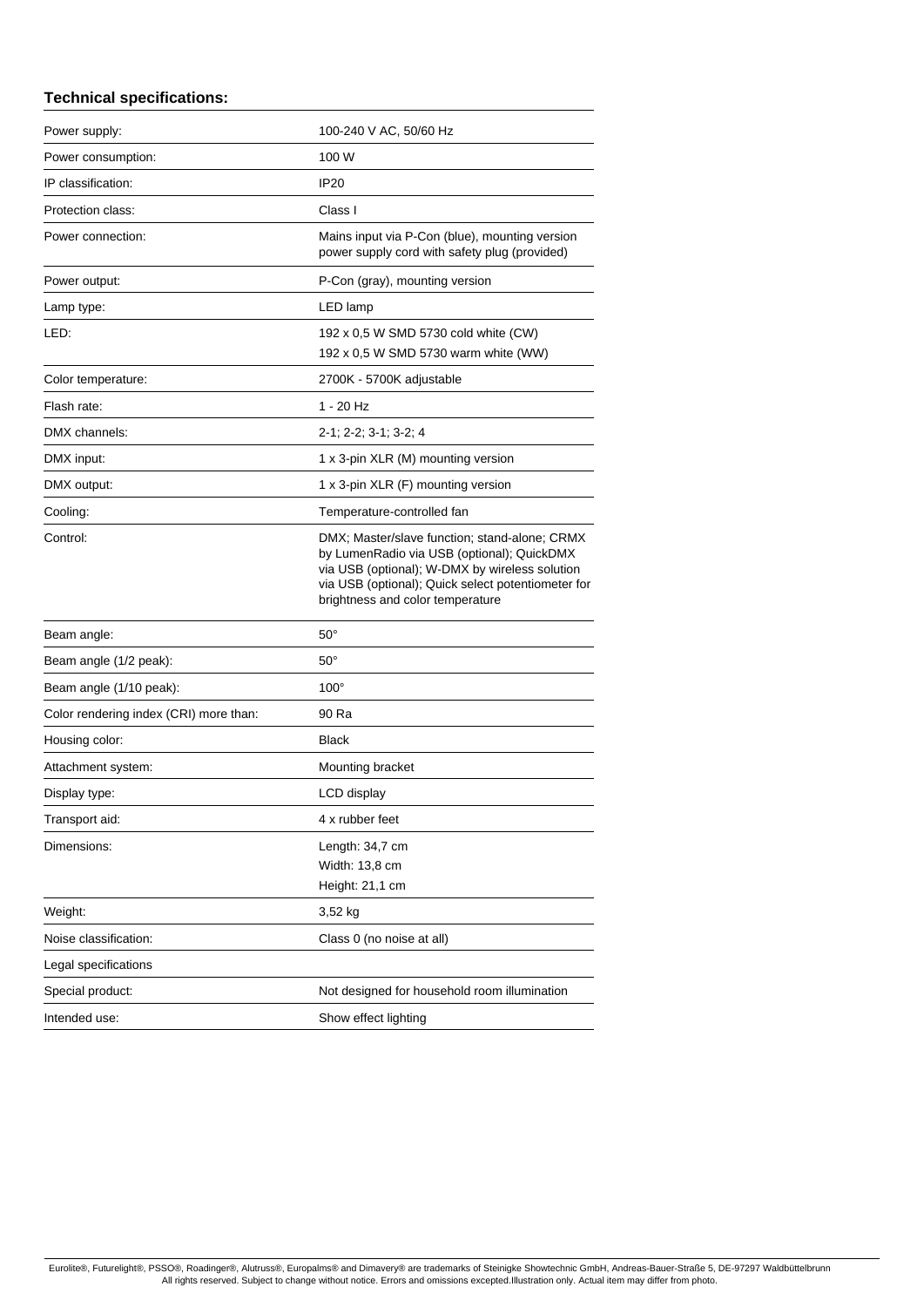### Technical specifications:

| | |
|---|---|
| Power supply: | 100-240 V AC, 50/60 Hz |
| Power consumption: | 100 W |
| IP classification: | IP20 |
| Protection class: | Class I |
| Power connection: | Mains input via P-Con (blue), mounting version power supply cord with safety plug (provided) |
| Power output: | P-Con (gray), mounting version |
| Lamp type: | LED lamp |
| LED: | 192 x 0,5 W SMD 5730 cold white (CW)<br>192 x 0,5 W SMD 5730 warm white (WW) |
| Color temperature: | 2700K - 5700K adjustable |
| Flash rate: | 1 - 20 Hz |
| DMX channels: | 2-1; 2-2; 3-1; 3-2; 4 |
| DMX input: | 1 x 3-pin XLR (M) mounting version |
| DMX output: | 1 x 3-pin XLR (F) mounting version |
| Cooling: | Temperature-controlled fan |
| Control: | DMX; Master/slave function; stand-alone; CRMX by LumenRadio via USB (optional); QuickDMX via USB (optional); W-DMX by wireless solution via USB (optional); Quick select potentiometer for brightness and color temperature |
| Beam angle: | 50° |
| Beam angle (1/2 peak): | 50° |
| Beam angle (1/10 peak): | 100° |
| Color rendering index (CRI) more than: | 90 Ra |
| Housing color: | Black |
| Attachment system: | Mounting bracket |
| Display type: | LCD display |
| Transport aid: | 4 x rubber feet |
| Dimensions: | Length: 34,7 cm<br>Width: 13,8 cm<br>Height: 21,1 cm |
| Weight: | 3,52 kg |
| Noise classification: | Class 0 (no noise at all) |
| Legal specifications | |
| Special product: | Not designed for household room illumination |
| Intended use: | Show effect lighting |

Eurolite®, Futurelight®, PSSO®, Roadinger®, Alutruss®, Europalms® and Dimavery® are trademarks of Steinigke Showtechnic GmbH, Andreas-Bauer-Straße 5, DE-97297 Waldbüttelbrunn
All rights reserved. Subject to change without notice. Errors and omissions excepted.Illustration only. Actual item may differ from photo.